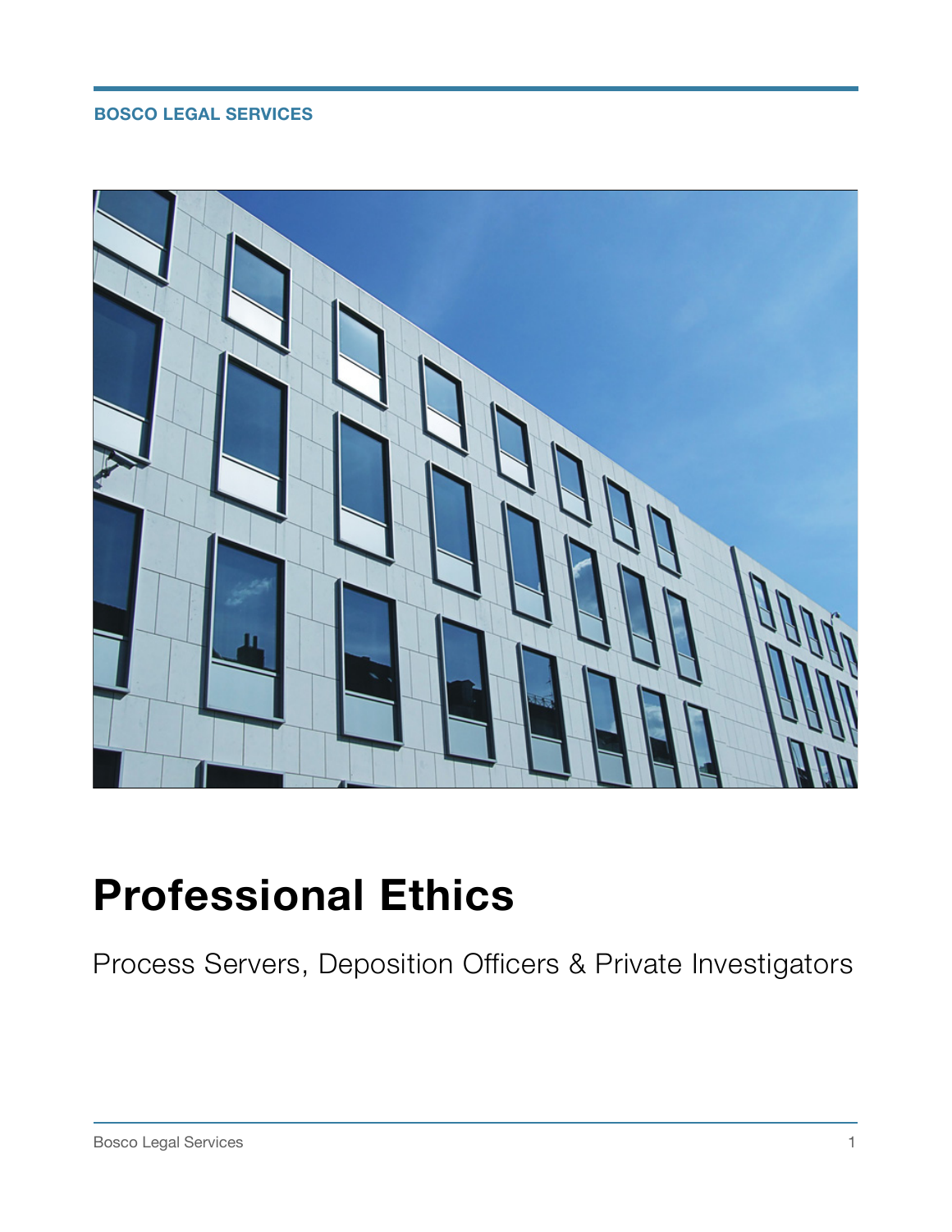BOSCO LEGAL SERVICES

# Professional Ethics

Process Servers, Deposition Officers & Private Investigators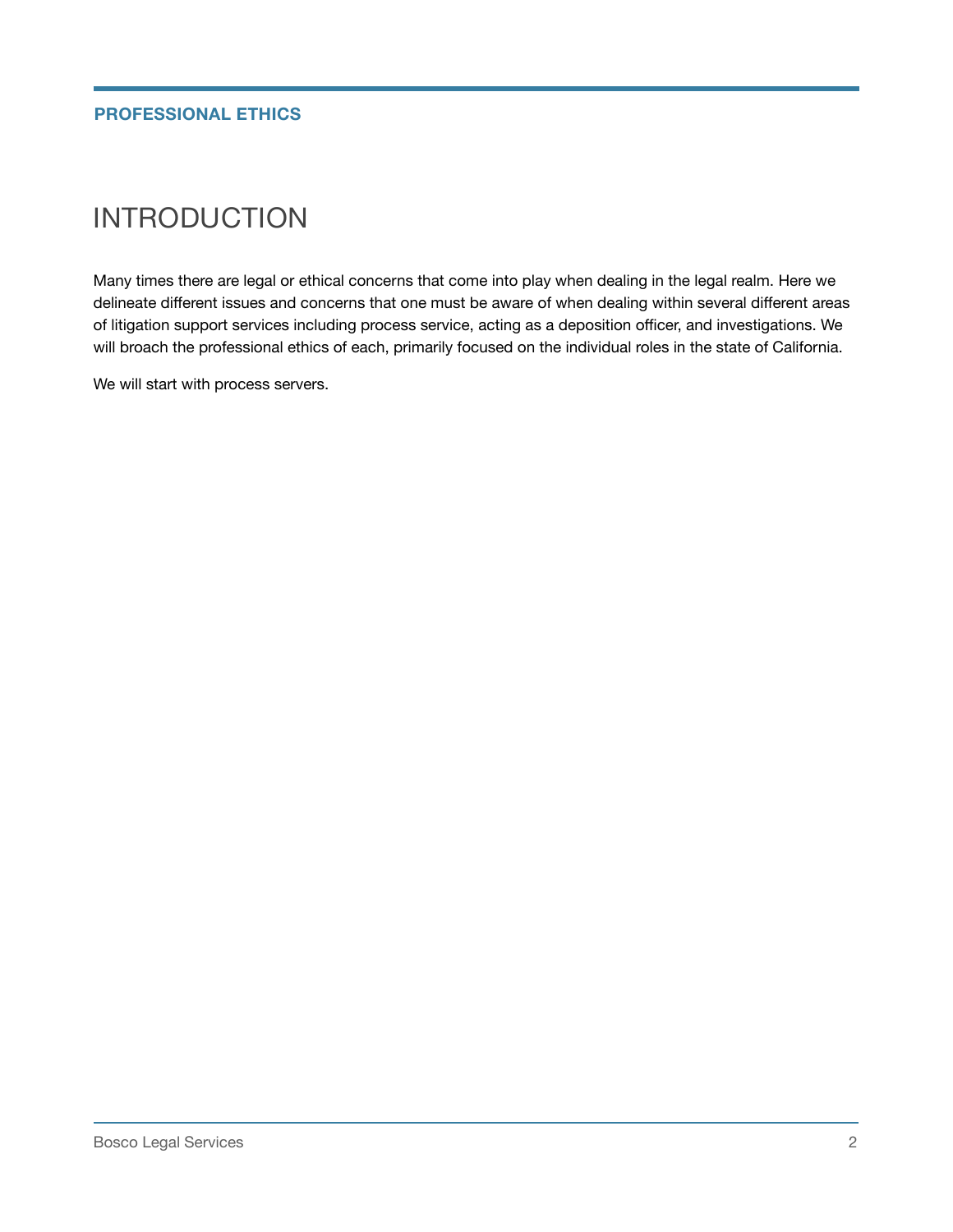# INTRODUCTION

Many times there are legal or ethical concerns that come into play when dealing in the legal realm. Here we delineate different issues and concerns that one must be aware of when dealing within several different areas of litigation support services including process service, acting as a deposition officer, and investigations. We will broach the professional ethics of each, primarily focused on the individual roles in the state of California.

We will start with process servers.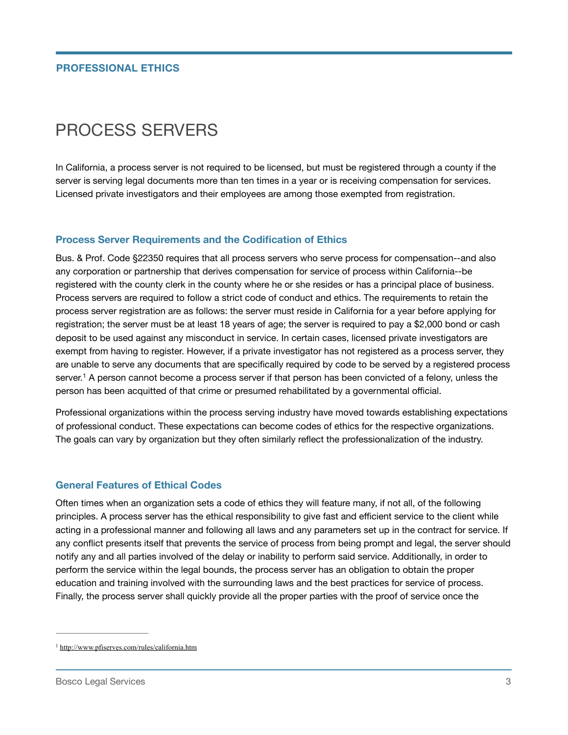# PROCESS SERVERS

In California, a process server is not required to be licensed, but must be registered through a county if the server is serving legal documents more than ten times in a year or is receiving compensation for services. Licensed private investigators and their employees are among those exempted from registration.

## Process Server Requirements and the Codification of Ethics

Bus. & Prof. Code §22350 requires that all process servers who serve process for compensation--and also any corporation or partnership that derives compensation for service of process within California--be registered with the county clerk in the county where he or she resides or has a principal place of business. Process servers are required to follow a strict code of conduct and ethics. The requirements to retain the process server registration are as follows: the server must reside in California for a year before applying for registration; the server must be at least 18 years of age; the server is required to pay a $2,000 bond or cash deposit to be used against any misconduct in service. In certain cases, licensed private investigators are exempt from having to register. However, if a private investigator has not registered as a process server, they are unable to serve any documents that are specifically required by code to be served by a registered process server.[1] A person cannot become a process server if that person has been convicted of a felony, unless the person has been acquitted of that crime or presumed rehabilitated by a governmental official.

Professional organizations within the process serving industry have moved towards establishing expectations of professional conduct. These expectations can become codes of ethics for the respective organizations. The goals can vary by organization but they often similarly reflect the professionalization of the industry.

## General Features of Ethical Codes

Often times when an organization sets a code of ethics they will feature many, if not all, of the following principles. A process server has the ethical responsibility to give fast and efficient service to the client while acting in a professional manner and following all laws and any parameters set up in the contract for service. If any conflict presents itself that prevents the service of process from being prompt and legal, the server should notify any and all parties involved of the delay or inability to perform said service. Additionally, in order to perform the service within the legal bounds, the process server has an obligation to obtain the proper education and training involved with the surrounding laws and the best practices for service of process. Finally, the process server shall quickly provide all the proper parties with the proof of service once the

[1] http://www.pfiserves.com/rules/california.htm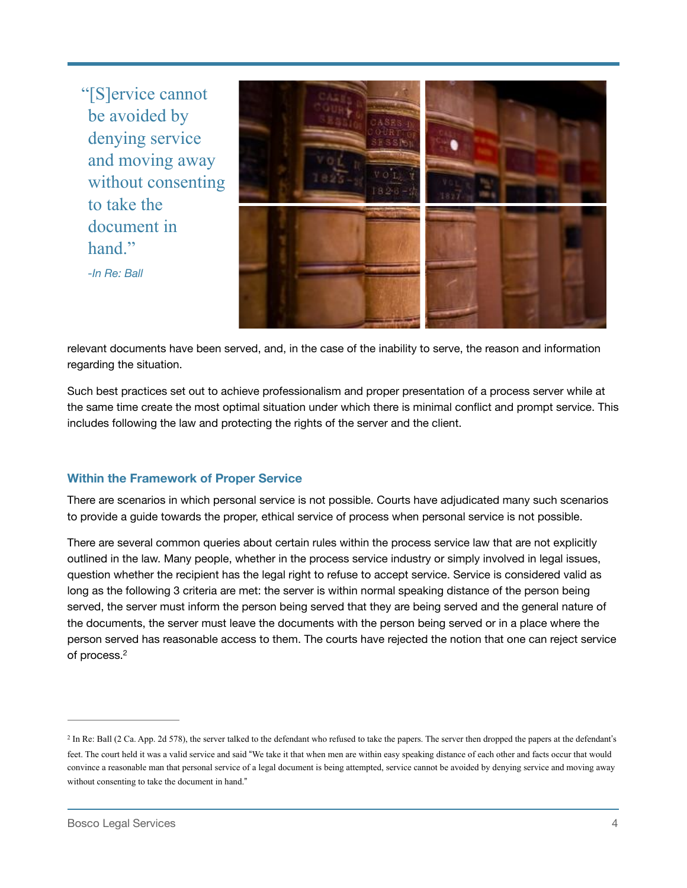> "[S]ervice cannot be avoided by denying service and moving away without consenting to take the document in hand."
>
> *-In Re: Ball*

relevant documents have been served, and, in the case of the inability to serve, the reason and information regarding the situation.

Such best practices set out to achieve professionalism and proper presentation of a process server while at the same time create the most optimal situation under which there is minimal conflict and prompt service. This includes following the law and protecting the rights of the server and the client.

### Within the Framework of Proper Service

There are scenarios in which personal service is not possible. Courts have adjudicated many such scenarios to provide a guide towards the proper, ethical service of process when personal service is not possible.

There are several common queries about certain rules within the process service law that are not explicitly outlined in the law. Many people, whether in the process service industry or simply involved in legal issues, question whether the recipient has the legal right to refuse to accept service. Service is considered valid as long as the following 3 criteria are met: the server is within normal speaking distance of the person being served, the server must inform the person being served that they are being served and the general nature of the documents, the server must leave the documents with the person being served or in a place where the person served has reasonable access to them. The courts have rejected the notion that one can reject service of process.[2]

---

[2] In Re: Ball (2 Ca. App. 2d 578), the server talked to the defendant who refused to take the papers. The server then dropped the papers at the defendant's feet. The court held it was a valid service and said "We take it that when men are within easy speaking distance of each other and facts occur that would convince a reasonable man that personal service of a legal document is being attempted, service cannot be avoided by denying service and moving away without consenting to take the document in hand."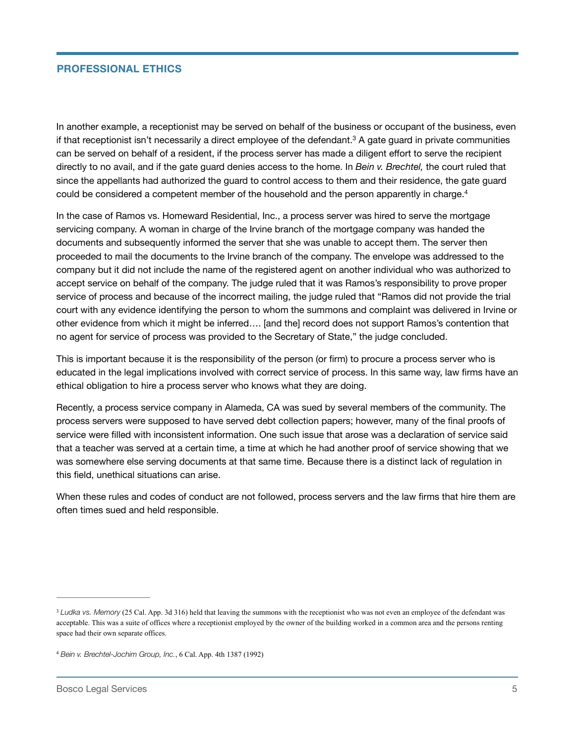In another example, a receptionist may be served on behalf of the business or occupant of the business, even if that receptionist isn't necessarily a direct employee of the defendant.[3] A gate guard in private communities can be served on behalf of a resident, if the process server has made a diligent effort to serve the recipient directly to no avail, and if the gate guard denies access to the home. In *Bein v. Brechtel,* the court ruled that since the appellants had authorized the guard to control access to them and their residence, the gate guard could be considered a competent member of the household and the person apparently in charge.[4]

In the case of Ramos vs. Homeward Residential, Inc., a process server was hired to serve the mortgage servicing company. A woman in charge of the Irvine branch of the mortgage company was handed the documents and subsequently informed the server that she was unable to accept them. The server then proceeded to mail the documents to the Irvine branch of the company. The envelope was addressed to the company but it did not include the name of the registered agent on another individual who was authorized to accept service on behalf of the company. The judge ruled that it was Ramos's responsibility to prove proper service of process and because of the incorrect mailing, the judge ruled that "Ramos did not provide the trial court with any evidence identifying the person to whom the summons and complaint was delivered in Irvine or other evidence from which it might be inferred…. [and the] record does not support Ramos's contention that no agent for service of process was provided to the Secretary of State," the judge concluded.

This is important because it is the responsibility of the person (or firm) to procure a process server who is educated in the legal implications involved with correct service of process. In this same way, law firms have an ethical obligation to hire a process server who knows what they are doing.

Recently, a process service company in Alameda, CA was sued by several members of the community. The process servers were supposed to have served debt collection papers; however, many of the final proofs of service were filled with inconsistent information. One such issue that arose was a declaration of service said that a teacher was served at a certain time, a time at which he had another proof of service showing that we was somewhere else serving documents at that same time. Because there is a distinct lack of regulation in this field, unethical situations can arise.

When these rules and codes of conduct are not followed, process servers and the law firms that hire them are often times sued and held responsible.

---

[3] *Ludka vs. Memory* (25 Cal. App. 3d 316) held that leaving the summons with the receptionist who was not even an employee of the defendant was acceptable. This was a suite of offices where a receptionist employed by the owner of the building worked in a common area and the persons renting space had their own separate offices.

[4] *Bein v. Brechtel-Jochim Group, Inc.*, 6 Cal. App. 4th 1387 (1992)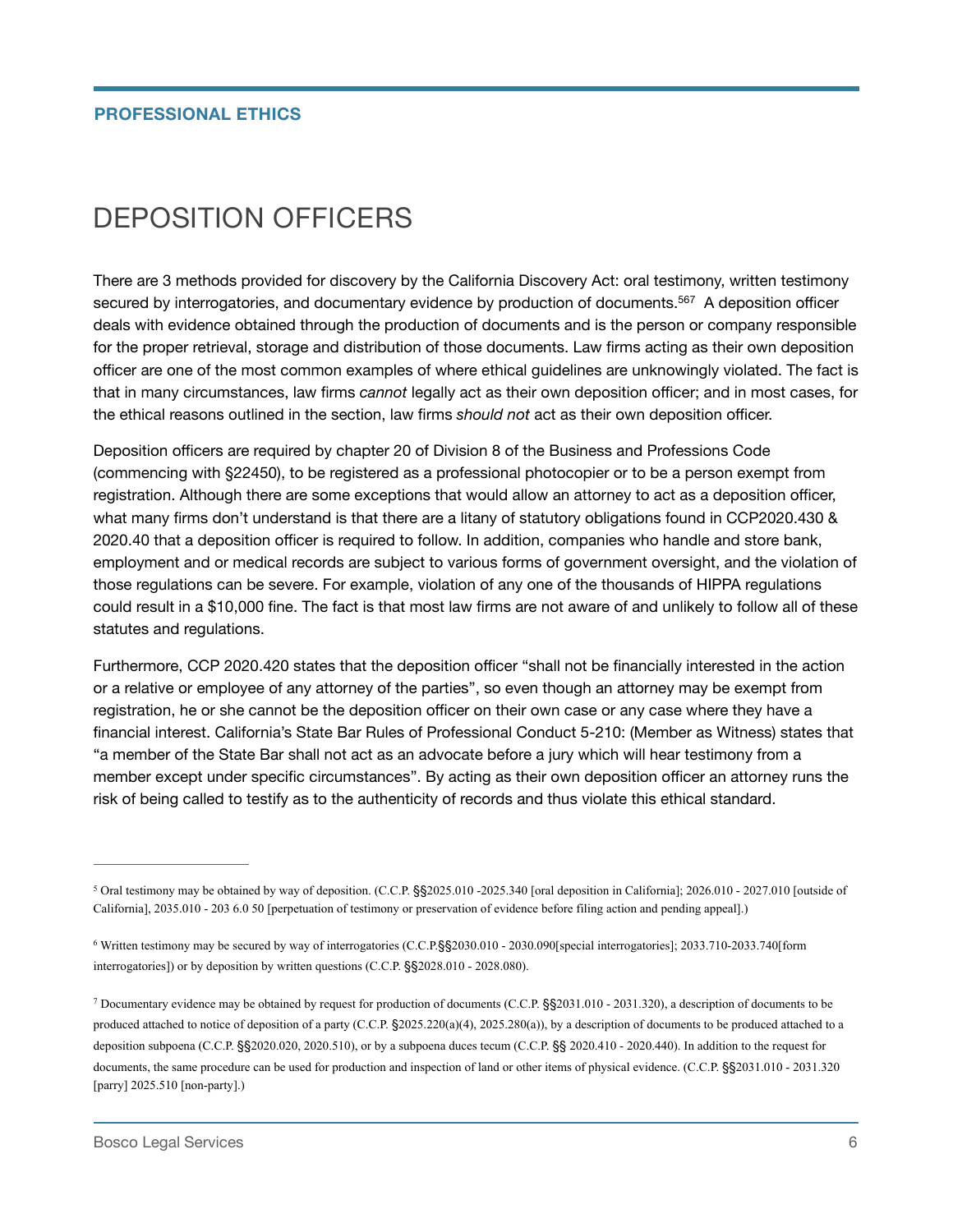## PROFESSIONAL ETHICS

# DEPOSITION OFFICERS

There are 3 methods provided for discovery by the California Discovery Act: oral testimony, written testimony secured by interrogatories, and documentary evidence by production of documents.[5][6][7] A deposition officer deals with evidence obtained through the production of documents and is the person or company responsible for the proper retrieval, storage and distribution of those documents. Law firms acting as their own deposition officer are one of the most common examples of where ethical guidelines are unknowingly violated. The fact is that in many circumstances, law firms *cannot* legally act as their own deposition officer; and in most cases, for the ethical reasons outlined in the section, law firms *should not* act as their own deposition officer.

Deposition officers are required by chapter 20 of Division 8 of the Business and Professions Code (commencing with §22450), to be registered as a professional photocopier or to be a person exempt from registration. Although there are some exceptions that would allow an attorney to act as a deposition officer, what many firms don't understand is that there are a litany of statutory obligations found in CCP2020.430 & 2020.40 that a deposition officer is required to follow. In addition, companies who handle and store bank, employment and or medical records are subject to various forms of government oversight, and the violation of those regulations can be severe. For example, violation of any one of the thousands of HIPPA regulations could result in a $10,000 fine. The fact is that most law firms are not aware of and unlikely to follow all of these statutes and regulations.

Furthermore, CCP 2020.420 states that the deposition officer "shall not be financially interested in the action or a relative or employee of any attorney of the parties", so even though an attorney may be exempt from registration, he or she cannot be the deposition officer on their own case or any case where they have a financial interest. California's State Bar Rules of Professional Conduct 5-210: (Member as Witness) states that "a member of the State Bar shall not act as an advocate before a jury which will hear testimony from a member except under specific circumstances". By acting as their own deposition officer an attorney runs the risk of being called to testify as to the authenticity of records and thus violate this ethical standard.

---

[5] Oral testimony may be obtained by way of deposition. (C.C.P. §§2025.010 -2025.340 [oral deposition in California]; 2026.010 - 2027.010 [outside of California], 2035.010 - 203 6.0 50 [perpetuation of testimony or preservation of evidence before filing action and pending appeal].)

[6] Written testimony may be secured by way of interrogatories (C.C.P.§§2030.010 - 2030.090[special interrogatories]; 2033.710-2033.740[form interrogatories]) or by deposition by written questions (C.C.P. §§2028.010 - 2028.080).

[7] Documentary evidence may be obtained by request for production of documents (C.C.P. §§2031.010 - 2031.320), a description of documents to be produced attached to notice of deposition of a party (C.C.P. §2025.220(a)(4), 2025.280(a)), by a description of documents to be produced attached to a deposition subpoena (C.C.P. §§2020.020, 2020.510), or by a subpoena duces tecum (C.C.P. §§ 2020.410 - 2020.440). In addition to the request for documents, the same procedure can be used for production and inspection of land or other items of physical evidence. (C.C.P. §§2031.010 - 2031.320 [parry] 2025.510 [non-party].)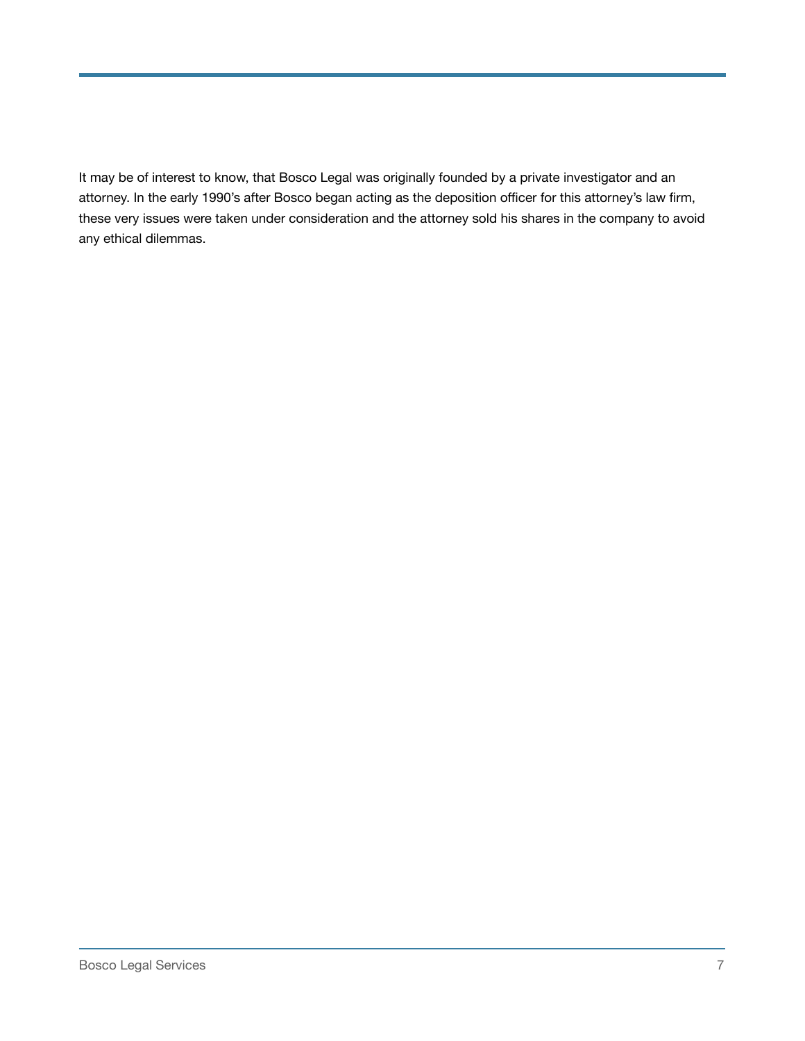It may be of interest to know, that Bosco Legal was originally founded by a private investigator and an attorney. In the early 1990's after Bosco began acting as the deposition officer for this attorney's law firm, these very issues were taken under consideration and the attorney sold his shares in the company to avoid any ethical dilemmas.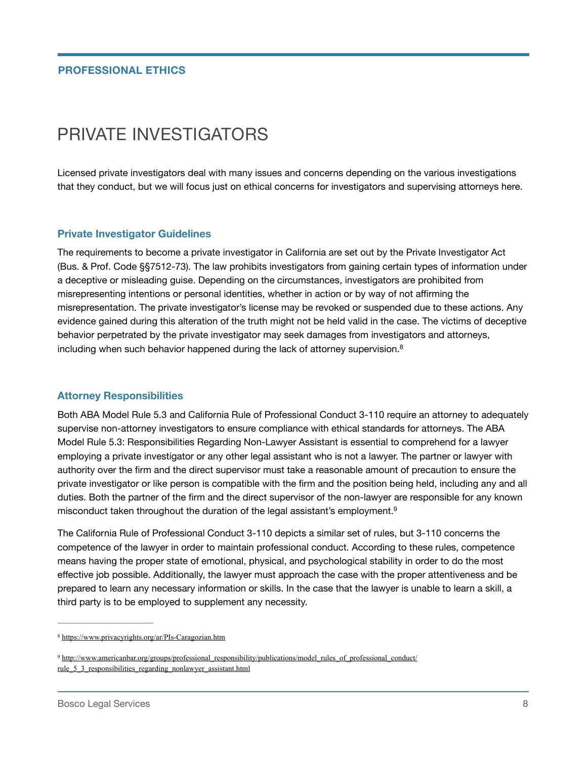PROFESSIONAL ETHICS

# PRIVATE INVESTIGATORS

Licensed private investigators deal with many issues and concerns depending on the various investigations that they conduct, but we will focus just on ethical concerns for investigators and supervising attorneys here.

## Private Investigator Guidelines

The requirements to become a private investigator in California are set out by the Private Investigator Act (Bus. & Prof. Code §§7512-73). The law prohibits investigators from gaining certain types of information under a deceptive or misleading guise. Depending on the circumstances, investigators are prohibited from misrepresenting intentions or personal identities, whether in action or by way of not affirming the misrepresentation. The private investigator's license may be revoked or suspended due to these actions. Any evidence gained during this alteration of the truth might not be held valid in the case. The victims of deceptive behavior perpetrated by the private investigator may seek damages from investigators and attorneys, including when such behavior happened during the lack of attorney supervision.[8]

## Attorney Responsibilities

Both ABA Model Rule 5.3 and California Rule of Professional Conduct 3-110 require an attorney to adequately supervise non-attorney investigators to ensure compliance with ethical standards for attorneys. The ABA Model Rule 5.3: Responsibilities Regarding Non-Lawyer Assistant is essential to comprehend for a lawyer employing a private investigator or any other legal assistant who is not a lawyer. The partner or lawyer with authority over the firm and the direct supervisor must take a reasonable amount of precaution to ensure the private investigator or like person is compatible with the firm and the position being held, including any and all duties. Both the partner of the firm and the direct supervisor of the non-lawyer are responsible for any known misconduct taken throughout the duration of the legal assistant's employment.[9]

The California Rule of Professional Conduct 3-110 depicts a similar set of rules, but 3-110 concerns the competence of the lawyer in order to maintain professional conduct. According to these rules, competence means having the proper state of emotional, physical, and psychological stability in order to do the most effective job possible. Additionally, the lawyer must approach the case with the proper attentiveness and be prepared to learn any necessary information or skills. In the case that the lawyer is unable to learn a skill, a third party is to be employed to supplement any necessity.

---

[8] https://www.privacyrights.org/ar/PIs-Caragozian.htm

[9] http://www.americanbar.org/groups/professional_responsibility/publications/model_rules_of_professional_conduct/rule_5_3_responsibilities_regarding_nonlawyer_assistant.html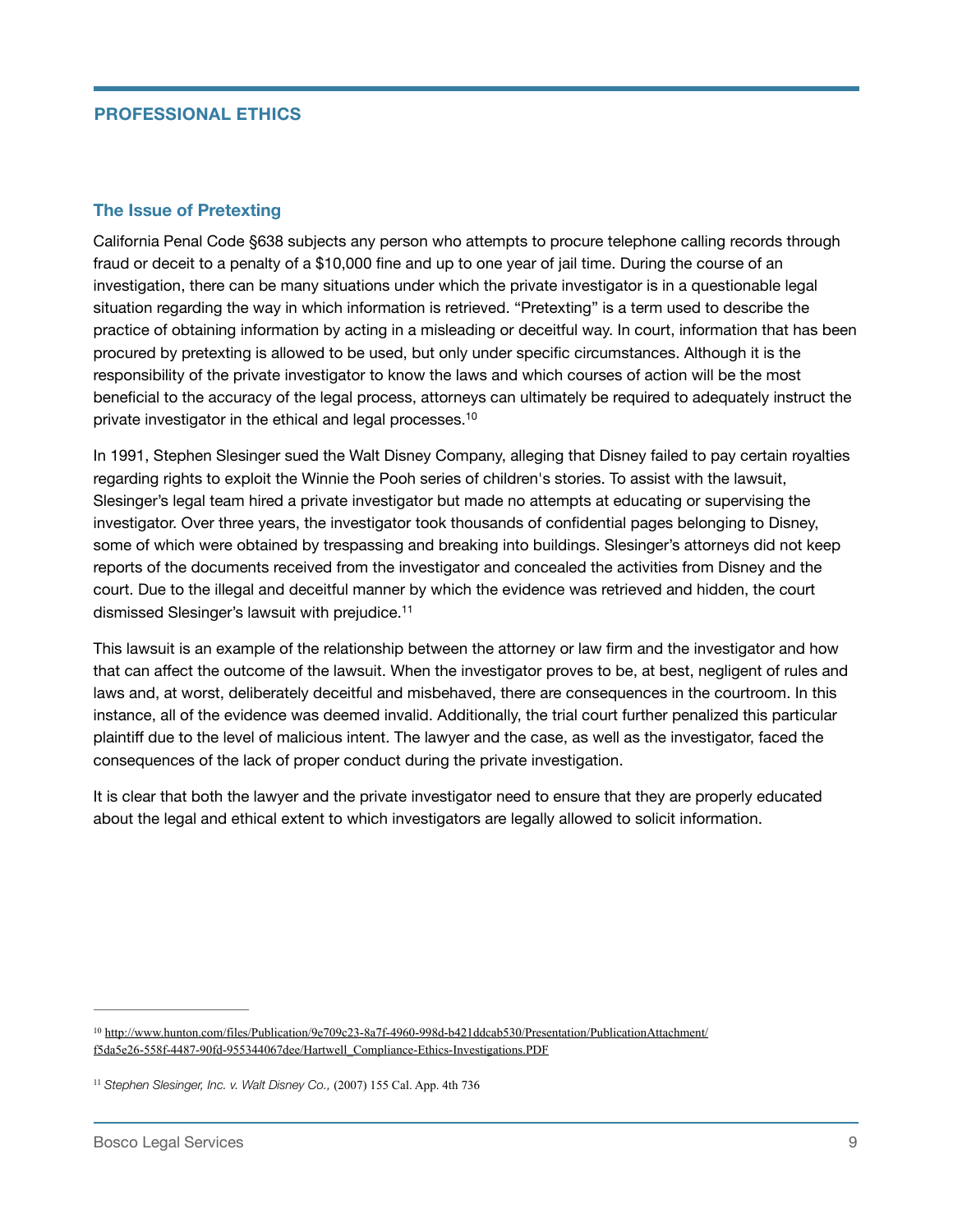## PROFESSIONAL ETHICS

### The Issue of Pretexting

California Penal Code §638 subjects any person who attempts to procure telephone calling records through fraud or deceit to a penalty of a $10,000 fine and up to one year of jail time. During the course of an investigation, there can be many situations under which the private investigator is in a questionable legal situation regarding the way in which information is retrieved. "Pretexting" is a term used to describe the practice of obtaining information by acting in a misleading or deceitful way. In court, information that has been procured by pretexting is allowed to be used, but only under specific circumstances. Although it is the responsibility of the private investigator to know the laws and which courses of action will be the most beneficial to the accuracy of the legal process, attorneys can ultimately be required to adequately instruct the private investigator in the ethical and legal processes.[10]

In 1991, Stephen Slesinger sued the Walt Disney Company, alleging that Disney failed to pay certain royalties regarding rights to exploit the Winnie the Pooh series of children's stories. To assist with the lawsuit, Slesinger's legal team hired a private investigator but made no attempts at educating or supervising the investigator. Over three years, the investigator took thousands of confidential pages belonging to Disney, some of which were obtained by trespassing and breaking into buildings. Slesinger's attorneys did not keep reports of the documents received from the investigator and concealed the activities from Disney and the court. Due to the illegal and deceitful manner by which the evidence was retrieved and hidden, the court dismissed Slesinger's lawsuit with prejudice.[11]

This lawsuit is an example of the relationship between the attorney or law firm and the investigator and how that can affect the outcome of the lawsuit. When the investigator proves to be, at best, negligent of rules and laws and, at worst, deliberately deceitful and misbehaved, there are consequences in the courtroom. In this instance, all of the evidence was deemed invalid. Additionally, the trial court further penalized this particular plaintiff due to the level of malicious intent. The lawyer and the case, as well as the investigator, faced the consequences of the lack of proper conduct during the private investigation.

It is clear that both the lawyer and the private investigator need to ensure that they are properly educated about the legal and ethical extent to which investigators are legally allowed to solicit information.

---

[10] http://www.hunton.com/files/Publication/9e709c23-8a7f-4960-998d-b421ddcab530/Presentation/PublicationAttachment/f5da5e26-558f-4487-90fd-955344067dee/Hartwell_Compliance-Ethics-Investigations.PDF

[11] *Stephen Slesinger, Inc. v. Walt Disney Co.,* (2007) 155 Cal. App. 4th 736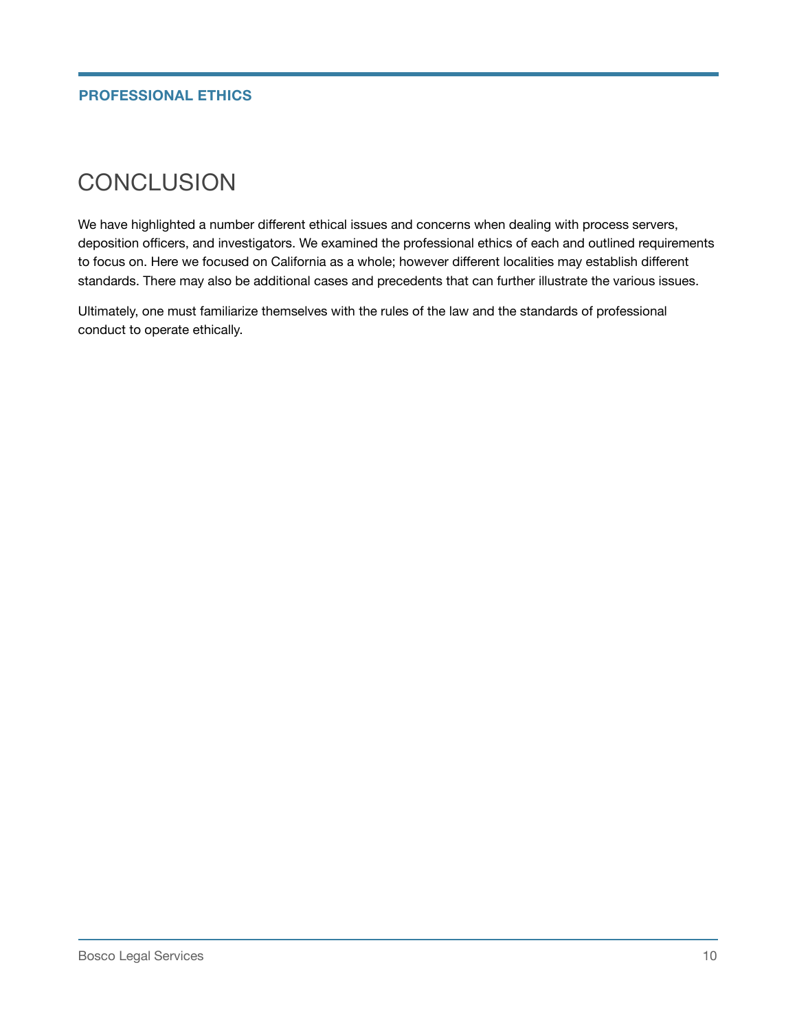# CONCLUSION

We have highlighted a number different ethical issues and concerns when dealing with process servers, deposition officers, and investigators. We examined the professional ethics of each and outlined requirements to focus on. Here we focused on California as a whole; however different localities may establish different standards. There may also be additional cases and precedents that can further illustrate the various issues.

Ultimately, one must familiarize themselves with the rules of the law and the standards of professional conduct to operate ethically.